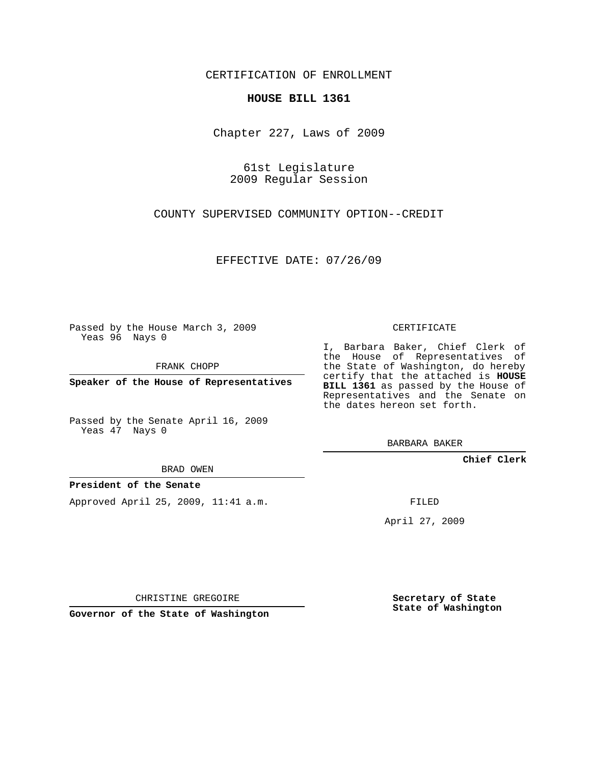CERTIFICATION OF ENROLLMENT

**HOUSE BILL 1361**

Chapter 227, Laws of 2009

61st Legislature
2009 Regular Session

COUNTY SUPERVISED COMMUNITY OPTION--CREDIT

EFFECTIVE DATE: 07/26/09

Passed by the House March 3, 2009
Yeas 96 Nays 0

FRANK CHOPP

**Speaker of the House of Representatives**

Passed by the Senate April 16, 2009
Yeas 47 Nays 0

BRAD OWEN

**President of the Senate**

Approved April 25, 2009, 11:41 a.m.

CHRISTINE GREGOIRE

**Governor of the State of Washington**

CERTIFICATE

I, Barbara Baker, Chief Clerk of the House of Representatives of the State of Washington, do hereby certify that the attached is **HOUSE BILL 1361** as passed by the House of Representatives and the Senate on the dates hereon set forth.

BARBARA BAKER

**Chief Clerk**

FILED

April 27, 2009

**Secretary of State State of Washington**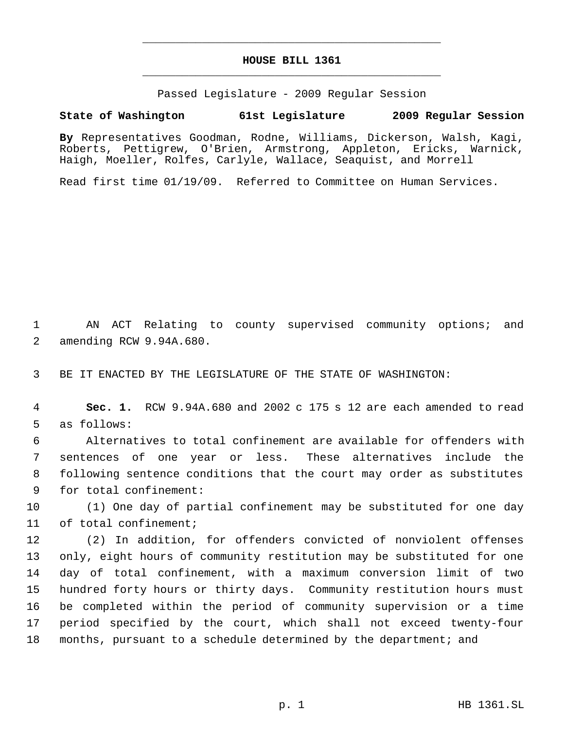# HOUSE BILL 1361

Passed Legislature - 2009 Regular Session

**State of Washington 61st Legislature 2009 Regular Session**

**By** Representatives Goodman, Rodne, Williams, Dickerson, Walsh, Kagi, Roberts, Pettigrew, O'Brien, Armstrong, Appleton, Ericks, Warnick, Haigh, Moeller, Rolfes, Carlyle, Wallace, Seaquist, and Morrell

Read first time 01/19/09. Referred to Committee on Human Services.

AN ACT Relating to county supervised community options; and amending RCW 9.94A.680.

BE IT ENACTED BY THE LEGISLATURE OF THE STATE OF WASHINGTON:

**Sec. 1.** RCW 9.94A.680 and 2002 c 175 s 12 are each amended to read as follows:

Alternatives to total confinement are available for offenders with sentences of one year or less. These alternatives include the following sentence conditions that the court may order as substitutes for total confinement:

(1) One day of partial confinement may be substituted for one day of total confinement;

(2) In addition, for offenders convicted of nonviolent offenses only, eight hours of community restitution may be substituted for one day of total confinement, with a maximum conversion limit of two hundred forty hours or thirty days. Community restitution hours must be completed within the period of community supervision or a time period specified by the court, which shall not exceed twenty-four months, pursuant to a schedule determined by the department; and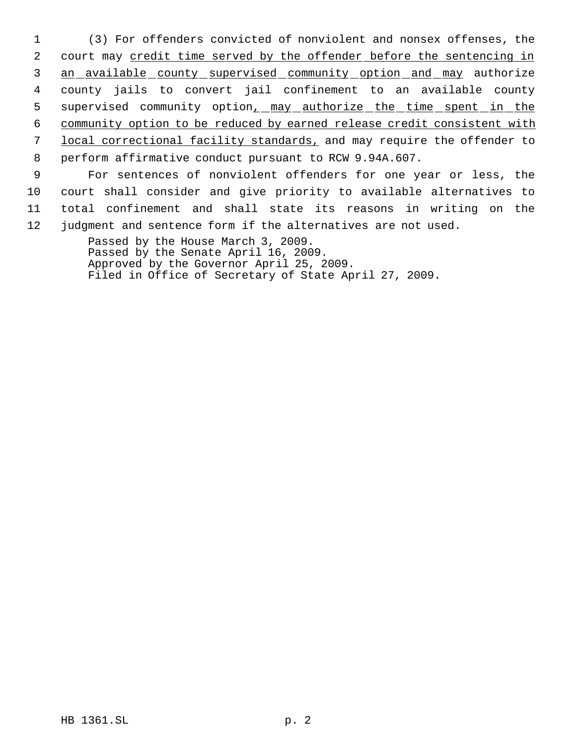(3) For offenders convicted of nonviolent and nonsex offenses, the court may <u>credit time served by the offender before the sentencing in an available county supervised community option and may</u> authorize county jails to convert jail confinement to an available county supervised community option<u>, may authorize the time spent in the community option to be reduced by earned release credit consistent with local correctional facility standards,</u> and may require the offender to perform affirmative conduct pursuant to RCW 9.94A.607.

For sentences of nonviolent offenders for one year or less, the court shall consider and give priority to available alternatives to total confinement and shall state its reasons in writing on the judgment and sentence form if the alternatives are not used.

Passed by the House March 3, 2009.
Passed by the Senate April 16, 2009.
Approved by the Governor April 25, 2009.
Filed in Office of Secretary of State April 27, 2009.